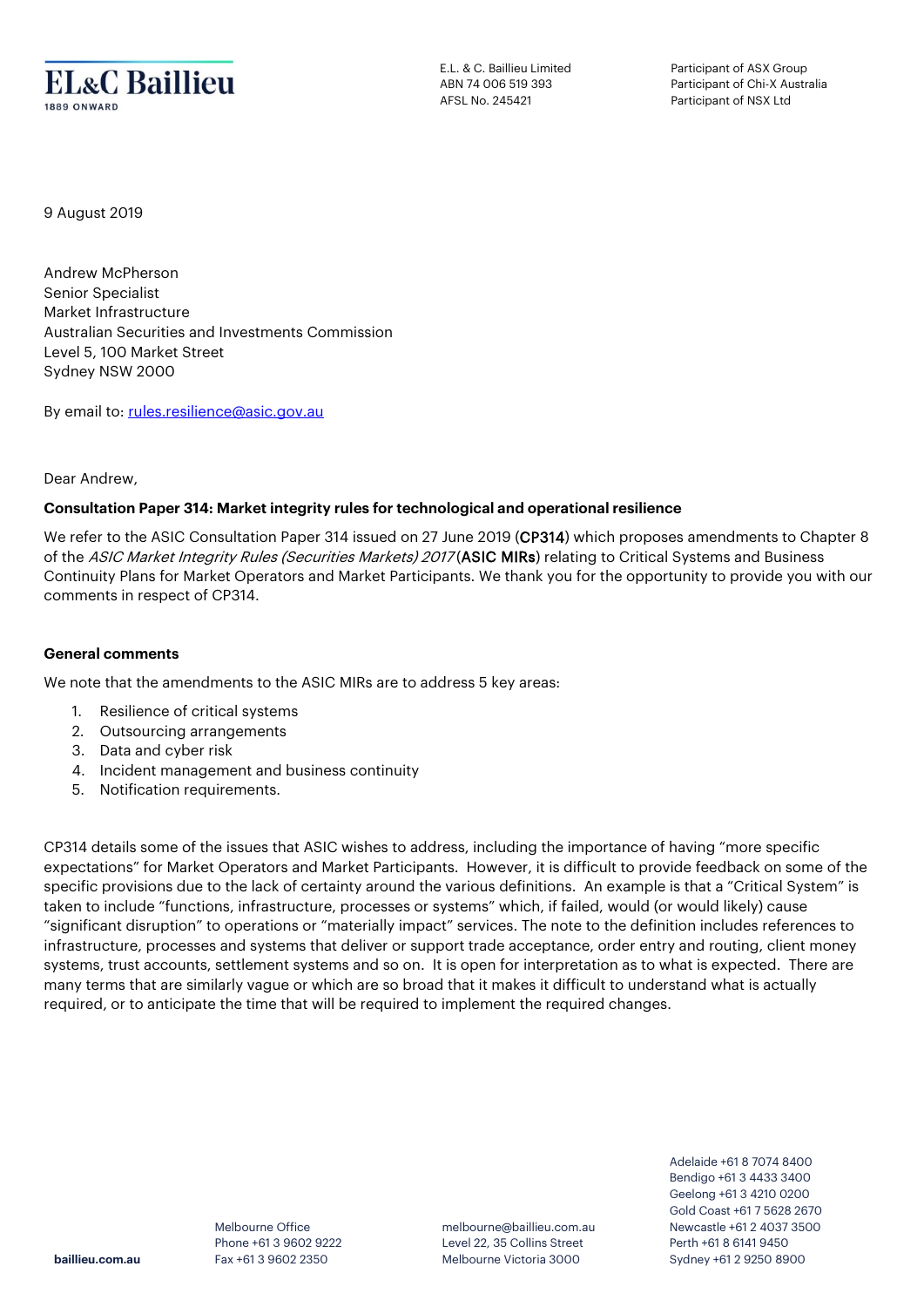EL&C Baillieu
1889 ONWARD

E.L. & C. Baillieu Limited
ABN 74 006 519 393
AFSL No. 245421

Participant of ASX Group
Participant of Chi-X Australia
Participant of NSX Ltd

9 August 2019

Andrew McPherson
Senior Specialist
Market Infrastructure
Australian Securities and Investments Commission
Level 5, 100 Market Street
Sydney NSW 2000

By email to: rules.resilience@asic.gov.au

Dear Andrew,

**Consultation Paper 314: Market integrity rules for technological and operational resilience**

We refer to the ASIC Consultation Paper 314 issued on 27 June 2019 (**CP314**) which proposes amendments to Chapter 8 of the *ASIC Market Integrity Rules (Securities Markets) 2017* (**ASIC MIRs**) relating to Critical Systems and Business Continuity Plans for Market Operators and Market Participants. We thank you for the opportunity to provide you with our comments in respect of CP314.

**General comments**

We note that the amendments to the ASIC MIRs are to address 5 key areas:

1. Resilience of critical systems
2. Outsourcing arrangements
3. Data and cyber risk
4. Incident management and business continuity
5. Notification requirements.

CP314 details some of the issues that ASIC wishes to address, including the importance of having "more specific expectations" for Market Operators and Market Participants. However, it is difficult to provide feedback on some of the specific provisions due to the lack of certainty around the various definitions. An example is that a "Critical System" is taken to include "functions, infrastructure, processes or systems" which, if failed, would (or would likely) cause "significant disruption" to operations or "materially impact" services. The note to the definition includes references to infrastructure, processes and systems that deliver or support trade acceptance, order entry and routing, client money systems, trust accounts, settlement systems and so on. It is open for interpretation as to what is expected. There are many terms that are similarly vague or which are so broad that it makes it difficult to understand what is actually required, or to anticipate the time that will be required to implement the required changes.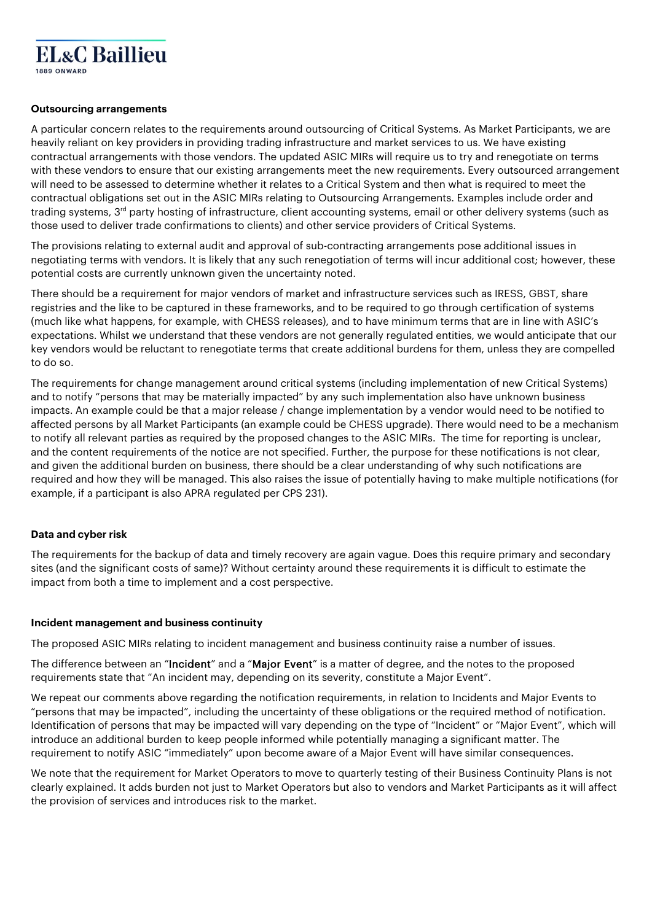**Outsourcing arrangements**

A particular concern relates to the requirements around outsourcing of Critical Systems. As Market Participants, we are heavily reliant on key providers in providing trading infrastructure and market services to us. We have existing contractual arrangements with those vendors. The updated ASIC MIRs will require us to try and renegotiate on terms with these vendors to ensure that our existing arrangements meet the new requirements. Every outsourced arrangement will need to be assessed to determine whether it relates to a Critical System and then what is required to meet the contractual obligations set out in the ASIC MIRs relating to Outsourcing Arrangements. Examples include order and trading systems, 3rd party hosting of infrastructure, client accounting systems, email or other delivery systems (such as those used to deliver trade confirmations to clients) and other service providers of Critical Systems.

The provisions relating to external audit and approval of sub-contracting arrangements pose additional issues in negotiating terms with vendors. It is likely that any such renegotiation of terms will incur additional cost; however, these potential costs are currently unknown given the uncertainty noted.

There should be a requirement for major vendors of market and infrastructure services such as IRESS, GBST, share registries and the like to be captured in these frameworks, and to be required to go through certification of systems (much like what happens, for example, with CHESS releases), and to have minimum terms that are in line with ASIC's expectations. Whilst we understand that these vendors are not generally regulated entities, we would anticipate that our key vendors would be reluctant to renegotiate terms that create additional burdens for them, unless they are compelled to do so.

The requirements for change management around critical systems (including implementation of new Critical Systems) and to notify "persons that may be materially impacted" by any such implementation also have unknown business impacts. An example could be that a major release / change implementation by a vendor would need to be notified to affected persons by all Market Participants (an example could be CHESS upgrade). There would need to be a mechanism to notify all relevant parties as required by the proposed changes to the ASIC MIRs. The time for reporting is unclear, and the content requirements of the notice are not specified. Further, the purpose for these notifications is not clear, and given the additional burden on business, there should be a clear understanding of why such notifications are required and how they will be managed. This also raises the issue of potentially having to make multiple notifications (for example, if a participant is also APRA regulated per CPS 231).

**Data and cyber risk**

The requirements for the backup of data and timely recovery are again vague. Does this require primary and secondary sites (and the significant costs of same)? Without certainty around these requirements it is difficult to estimate the impact from both a time to implement and a cost perspective.

**Incident management and business continuity**

The proposed ASIC MIRs relating to incident management and business continuity raise a number of issues.

The difference between an "Incident" and a "Major Event" is a matter of degree, and the notes to the proposed requirements state that "An incident may, depending on its severity, constitute a Major Event".

We repeat our comments above regarding the notification requirements, in relation to Incidents and Major Events to "persons that may be impacted", including the uncertainty of these obligations or the required method of notification. Identification of persons that may be impacted will vary depending on the type of "Incident" or "Major Event", which will introduce an additional burden to keep people informed while potentially managing a significant matter. The requirement to notify ASIC "immediately" upon become aware of a Major Event will have similar consequences.

We note that the requirement for Market Operators to move to quarterly testing of their Business Continuity Plans is not clearly explained. It adds burden not just to Market Operators but also to vendors and Market Participants as it will affect the provision of services and introduces risk to the market.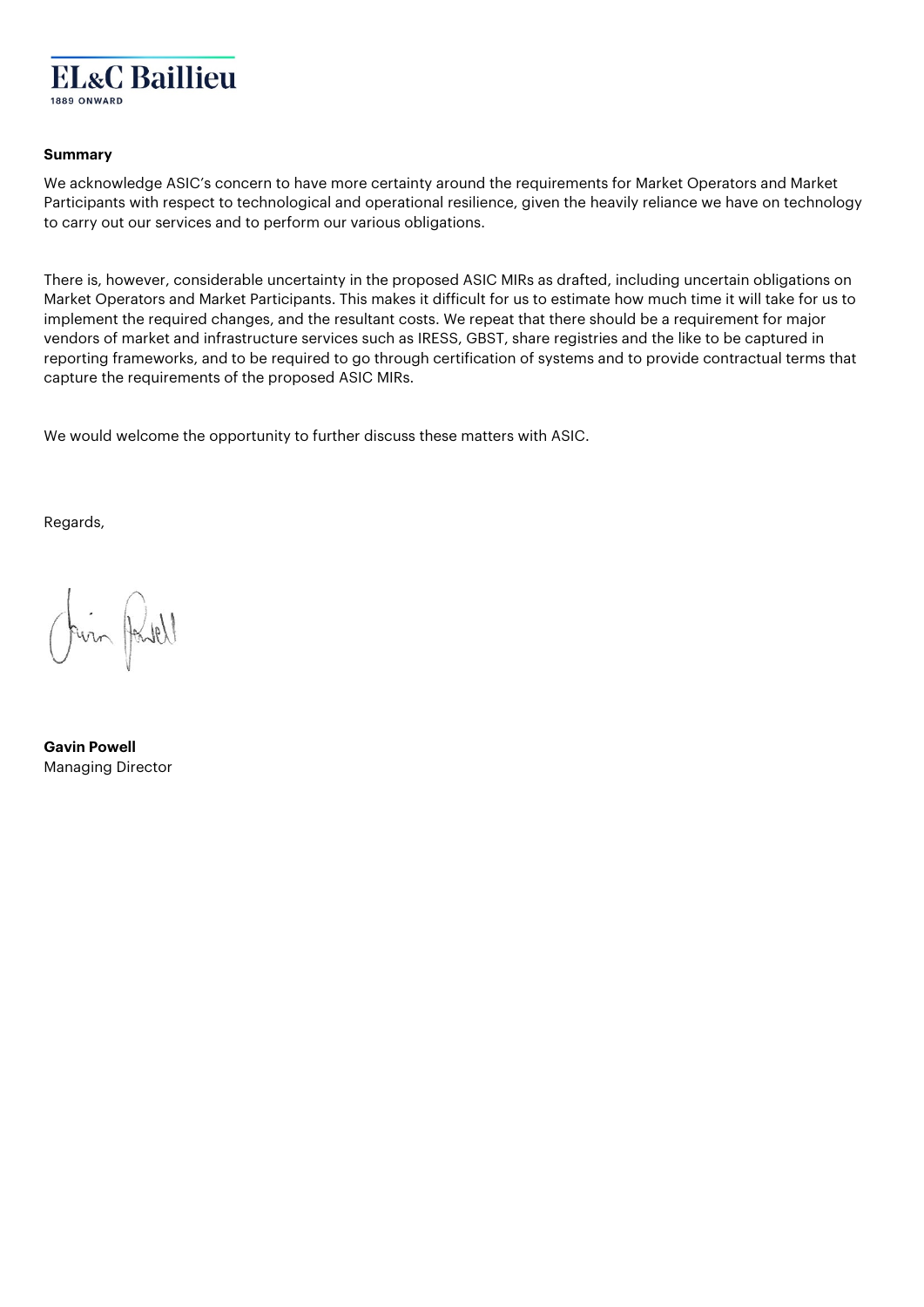**Summary**

We acknowledge ASIC's concern to have more certainty around the requirements for Market Operators and Market Participants with respect to technological and operational resilience, given the heavily reliance we have on technology to carry out our services and to perform our various obligations.

There is, however, considerable uncertainty in the proposed ASIC MIRs as drafted, including uncertain obligations on Market Operators and Market Participants. This makes it difficult for us to estimate how much time it will take for us to implement the required changes, and the resultant costs. We repeat that there should be a requirement for major vendors of market and infrastructure services such as IRESS, GBST, share registries and the like to be captured in reporting frameworks, and to be required to go through certification of systems and to provide contractual terms that capture the requirements of the proposed ASIC MIRs.

We would welcome the opportunity to further discuss these matters with ASIC.

Regards,

**Gavin Powell**
Managing Director